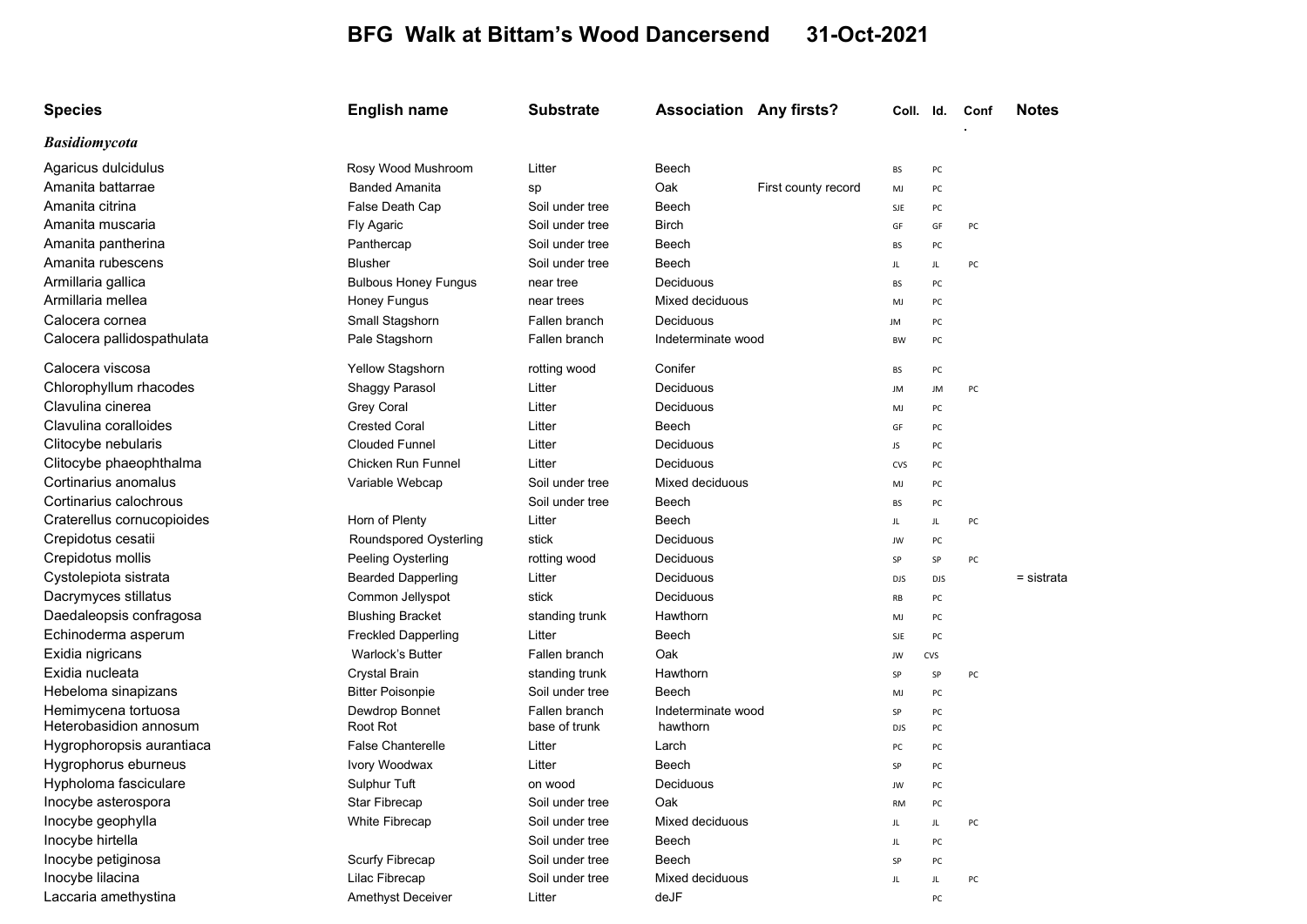# BFG Walk at Bittam's Wood Dancersend 31-Oct-2021

| Species | English name | Substrate | Association | Any firsts? | Coll. | Id. | Conf. | Notes |
|---|---|---|---|---|---|---|---|---|
| ***Basidiomycota*** | | | | | | | | |
| Agaricus dulcidulus | Rosy Wood Mushroom | Litter | Beech | | BS | PC | | |
| Amanita battarrae | Banded Amanita | sp | Oak | First county record | MJ | PC | | |
| Amanita citrina | False Death Cap | Soil under tree | Beech | | SJE | PC | | |
| Amanita muscaria | Fly Agaric | Soil under tree | Birch | | GF | GF | PC | |
| Amanita pantherina | Panthercap | Soil under tree | Beech | | BS | PC | | |
| Amanita rubescens | Blusher | Soil under tree | Beech | | JL | JL | PC | |
| Armillaria gallica | Bulbous Honey Fungus | near tree | Deciduous | | BS | PC | | |
| Armillaria mellea | Honey Fungus | near trees | Mixed deciduous | | MJ | PC | | |
| Calocera cornea | Small Stagshorn | Fallen branch | Deciduous | | JM | PC | | |
| Calocera pallidospathulata | Pale Stagshorn | Fallen branch | Indeterminate wood | | BW | PC | | |
| Calocera viscosa | Yellow Stagshorn | rotting wood | Conifer | | BS | PC | | |
| Chlorophyllum rhacodes | Shaggy Parasol | Litter | Deciduous | | JM | JM | PC | |
| Clavulina cinerea | Grey Coral | Litter | Deciduous | | MJ | PC | | |
| Clavulina coralloides | Crested Coral | Litter | Beech | | GF | PC | | |
| Clitocybe nebularis | Clouded Funnel | Litter | Deciduous | | JS | PC | | |
| Clitocybe phaeophthalma | Chicken Run Funnel | Litter | Deciduous | | CVS | PC | | |
| Cortinarius anomalus | Variable Webcap | Soil under tree | Mixed deciduous | | MJ | PC | | |
| Cortinarius calochrous | | Soil under tree | Beech | | BS | PC | | |
| Craterellus cornucopioides | Horn of Plenty | Litter | Beech | | JL | JL | PC | |
| Crepidotus cesatii | Roundspored Oysterling | stick | Deciduous | | JW | PC | | |
| Crepidotus mollis | Peeling Oysterling | rotting wood | Deciduous | | SP | SP | PC | |
| Cystolepiota sistrata | Bearded Dapperling | Litter | Deciduous | | DJS | DJS | | = sistrata |
| Dacrymyces stillatus | Common Jellyspot | stick | Deciduous | | RB | PC | | |
| Daedaleopsis confragosa | Blushing Bracket | standing trunk | Hawthorn | | MJ | PC | | |
| Echinoderma asperum | Freckled Dapperling | Litter | Beech | | SJE | PC | | |
| Exidia nigricans | Warlock's Butter | Fallen branch | Oak | | JW | CVS | | |
| Exidia nucleata | Crystal Brain | standing trunk | Hawthorn | | SP | SP | PC | |
| Hebeloma sinapizans | Bitter Poisonpie | Soil under tree | Beech | | MJ | PC | | |
| Hemimycena tortuosa | Dewdrop Bonnet | Fallen branch | Indeterminate wood | | SP | PC | | |
| Heterobasidion annosum | Root Rot | base of trunk | hawthorn | | DJS | PC | | |
| Hygrophoropsis aurantiaca | False Chanterelle | Litter | Larch | | PC | PC | | |
| Hygrophorus eburneus | Ivory Woodwax | Litter | Beech | | SP | PC | | |
| Hypholoma fasciculare | Sulphur Tuft | on wood | Deciduous | | JW | PC | | |
| Inocybe asterospora | Star Fibrecap | Soil under tree | Oak | | RM | PC | | |
| Inocybe geophylla | White Fibrecap | Soil under tree | Mixed deciduous | | JL | JL | PC | |
| Inocybe hirtella | | Soil under tree | Beech | | JL | PC | | |
| Inocybe petiginosa | Scurfy Fibrecap | Soil under tree | Beech | | SP | PC | | |
| Inocybe lilacina | Lilac Fibrecap | Soil under tree | Mixed deciduous | | JL | JL | PC | |
| Laccaria amethystina | Amethyst Deceiver | Litter | deJF | | | PC | | |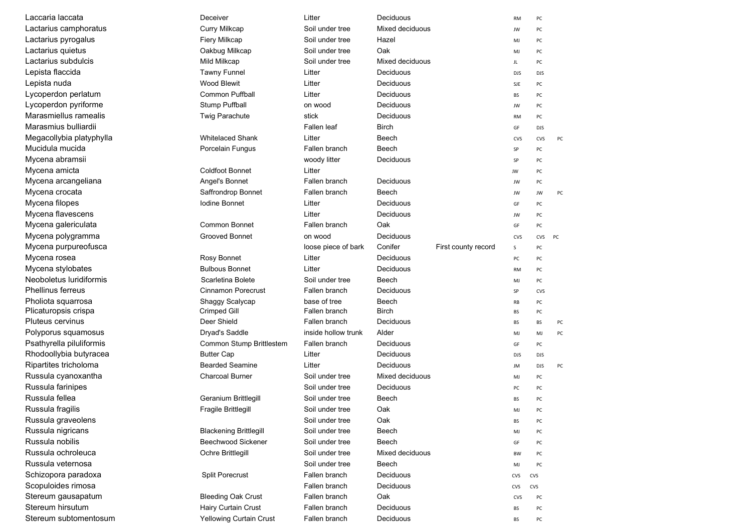| | | | | | | | |
|---|---|---|---|---|---|---|---|
| Laccaria laccata | Deceiver | Litter | Deciduous | | RM | PC | |
| Lactarius camphoratus | Curry Milkcap | Soil under tree | Mixed deciduous | | JW | PC | |
| Lactarius pyrogalus | Fiery Milkcap | Soil under tree | Hazel | | MJ | PC | |
| Lactarius quietus | Oakbug Milkcap | Soil under tree | Oak | | MJ | PC | |
| Lactarius subdulcis | Mild Milkcap | Soil under tree | Mixed deciduous | | JL | PC | |
| Lepista flaccida | Tawny Funnel | Litter | Deciduous | | DJS | DJS | |
| Lepista nuda | Wood Blewit | Litter | Deciduous | | SJE | PC | |
| Lycoperdon perlatum | Common Puffball | Litter | Deciduous | | BS | PC | |
| Lycoperdon pyriforme | Stump Puffball | on wood | Deciduous | | JW | PC | |
| Marasmiellus ramealis | Twig Parachute | stick | Deciduous | | RM | PC | |
| Marasmius bulliardii | | Fallen leaf | Birch | | GF | DJS | |
| Megacollybia platyphylla | Whitelaced Shank | Litter | Beech | | CVS | CVS | PC |
| Mucidula mucida | Porcelain Fungus | Fallen branch | Beech | | SP | PC | |
| Mycena abramsii | | woody litter | Deciduous | | SP | PC | |
| Mycena amicta | Coldfoot Bonnet | Litter | | | JW | PC | |
| Mycena arcangeliana | Angel's Bonnet | Fallen branch | Deciduous | | JW | PC | |
| Mycena crocata | Saffrondrop Bonnet | Fallen branch | Beech | | JW | JW | PC |
| Mycena filopes | Iodine Bonnet | Litter | Deciduous | | GF | PC | |
| Mycena flavescens | | Litter | Deciduous | | JW | PC | |
| Mycena galericulata | Common Bonnet | Fallen branch | Oak | | GF | PC | |
| Mycena polygramma | Grooved Bonnet | on wood | Deciduous | | CVS | CVS | PC |
| Mycena purpureofusca | | loose piece of bark | Conifer | First county record | S | PC | |
| Mycena rosea | Rosy Bonnet | Litter | Deciduous | | PC | PC | |
| Mycena stylobates | Bulbous Bonnet | Litter | Deciduous | | RM | PC | |
| Neoboletus luridiformis | Scarletina Bolete | Soil under tree | Beech | | MJ | PC | |
| Phellinus ferreus | Cinnamon Porecrust | Fallen branch | Deciduous | | SP | CVS | |
| Pholiota squarrosa | Shaggy Scalycap | base of tree | Beech | | RB | PC | |
| Plicaturopsis crispa | Crimped Gill | Fallen branch | Birch | | BS | PC | |
| Pluteus cervinus | Deer Shield | Fallen branch | Deciduous | | BS | BS | PC |
| Polyporus squamosus | Dryad's Saddle | inside hollow trunk | Alder | | MJ | MJ | PC |
| Psathyrella piluliformis | Common Stump Brittlestem | Fallen branch | Deciduous | | GF | PC | |
| Rhodoollybia butyracea | Butter Cap | Litter | Deciduous | | DJS | DJS | |
| Ripartites tricholoma | Bearded Seamine | Litter | Deciduous | | JM | DJS | PC |
| Russula cyanoxantha | Charcoal Burner | Soil under tree | Mixed deciduous | | MJ | PC | |
| Russula farinipes | | Soil under tree | Deciduous | | PC | PC | |
| Russula fellea | Geranium Brittlegill | Soil under tree | Beech | | BS | PC | |
| Russula fragilis | Fragile Brittlegill | Soil under tree | Oak | | MJ | PC | |
| Russula graveolens | | Soil under tree | Oak | | BS | PC | |
| Russula nigricans | Blackening Brittlegill | Soil under tree | Beech | | MJ | PC | |
| Russula nobilis | Beechwood Sickener | Soil under tree | Beech | | GF | PC | |
| Russula ochroleuca | Ochre Brittlegill | Soil under tree | Mixed deciduous | | BW | PC | |
| Russula veternosa | | Soil under tree | Beech | | MJ | PC | |
| Schizopora paradoxa | Split Porecrust | Fallen branch | Deciduous | | CVS | CVS | |
| Scopuloides rimosa | | Fallen branch | Deciduous | | CVS | CVS | |
| Stereum gausapatum | Bleeding Oak Crust | Fallen branch | Oak | | CVS | PC | |
| Stereum hirsutum | Hairy Curtain Crust | Fallen branch | Deciduous | | BS | PC | |
| Stereum subtomentosum | Yellowing Curtain Crust | Fallen branch | Deciduous | | BS | PC | |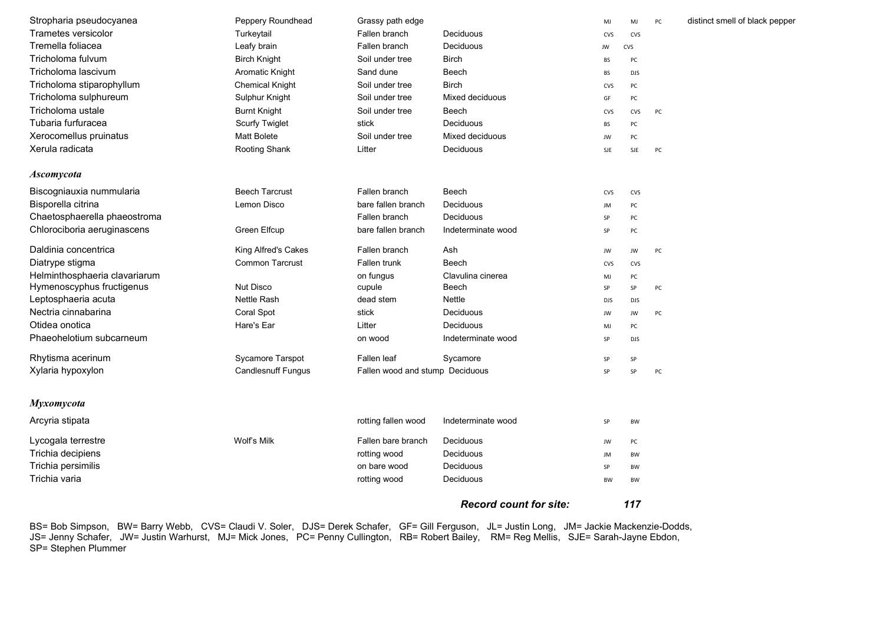| | | | | | | | |
|---|---|---|---|---|---|---|---|
| Stropharia pseudocyanea | Peppery Roundhead | Grassy path edge | | MJ | MJ | PC | distinct smell of black pepper |
| Trametes versicolor | Turkeytail | Fallen branch | Deciduous | CVS | CVS | | |
| Tremella foliacea | Leafy brain | Fallen branch | Deciduous | JW | CVS | | |
| Tricholoma fulvum | Birch Knight | Soil under tree | Birch | BS | PC | | |
| Tricholoma lascivum | Aromatic Knight | Sand dune | Beech | BS | DJS | | |
| Tricholoma stiparophyllum | Chemical Knight | Soil under tree | Birch | CVS | PC | | |
| Tricholoma sulphureum | Sulphur Knight | Soil under tree | Mixed deciduous | GF | PC | | |
| Tricholoma ustale | Burnt Knight | Soil under tree | Beech | CVS | CVS | PC | |
| Tubaria furfuracea | Scurfy Twiglet | stick | Deciduous | BS | PC | | |
| Xerocomellus pruinatus | Matt Bolete | Soil under tree | Mixed deciduous | JW | PC | | |
| Xerula radicata | Rooting Shank | Litter | Deciduous | SJE | SJE | PC | |
| ***Ascomycota*** | | | | | | | |
| Biscogniauxia nummularia | Beech Tarcrust | Fallen branch | Beech | CVS | CVS | | |
| Bisporella citrina | Lemon Disco | bare fallen branch | Deciduous | JM | PC | | |
| Chaetosphaerella phaeostroma | | Fallen branch | Deciduous | SP | PC | | |
| Chlorociboria aeruginascens | Green Elfcup | bare fallen branch | Indeterminate wood | SP | PC | | |
| Daldinia concentrica | King Alfred's Cakes | Fallen branch | Ash | JW | JW | PC | |
| Diatrype stigma | Common Tarcrust | Fallen trunk | Beech | CVS | CVS | | |
| Helminthosphaeria clavariarum | | on fungus | Clavulina cinerea | MJ | PC | | |
| Hymenoscyphus fructigenus | Nut Disco | cupule | Beech | SP | SP | PC | |
| Leptosphaeria acuta | Nettle Rash | dead stem | Nettle | DJS | DJS | | |
| Nectria cinnabarina | Coral Spot | stick | Deciduous | JW | JW | PC | |
| Otidea onotica | Hare's Ear | Litter | Deciduous | MJ | PC | | |
| Phaeohelotium subcarneum | | on wood | Indeterminate wood | SP | DJS | | |
| Rhytisma acerinum | Sycamore Tarspot | Fallen leaf | Sycamore | SP | SP | | |
| Xylaria hypoxylon | Candlesnuff Fungus | Fallen wood and stump | Deciduous | SP | SP | PC | |
| ***Myxomycota*** | | | | | | | |
| Arcyria stipata | | rotting fallen wood | Indeterminate wood | SP | BW | | |
| Lycogala terrestre | Wolf's Milk | Fallen bare branch | Deciduous | JW | PC | | |
| Trichia decipiens | | rotting wood | Deciduous | JM | BW | | |
| Trichia persimilis | | on bare wood | Deciduous | SP | BW | | |
| Trichia varia | | rotting wood | Deciduous | BW | BW | | |
| | | | ***Record count for site:*** | | ***117*** | | |

BS= Bob Simpson, BW= Barry Webb, CVS= Claudi V. Soler, DJS= Derek Schafer, GF= Gill Ferguson, JL= Justin Long, JM= Jackie Mackenzie-Dodds, JS= Jenny Schafer, JW= Justin Warhurst, MJ= Mick Jones, PC= Penny Cullington, RB= Robert Bailey, RM= Reg Mellis, SJE= Sarah-Jayne Ebdon, SP= Stephen Plummer